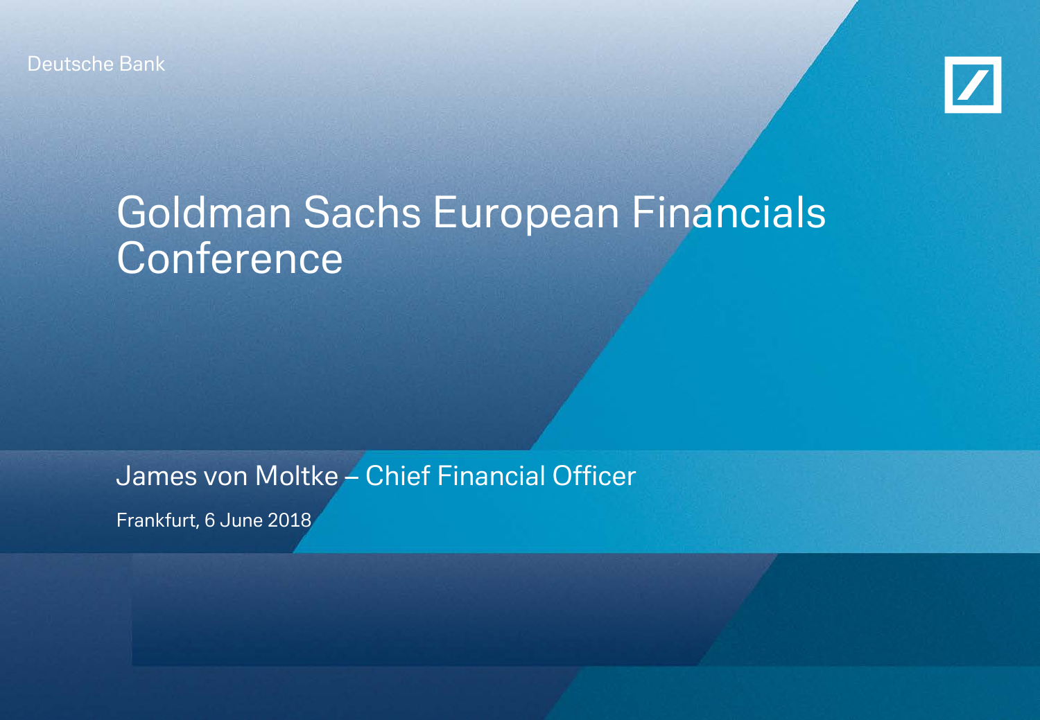Deutsche Bank

# Goldman Sachs European Financials Conference

James von Moltke – Chief Financial Officer

Frankfurt, 6 June 2018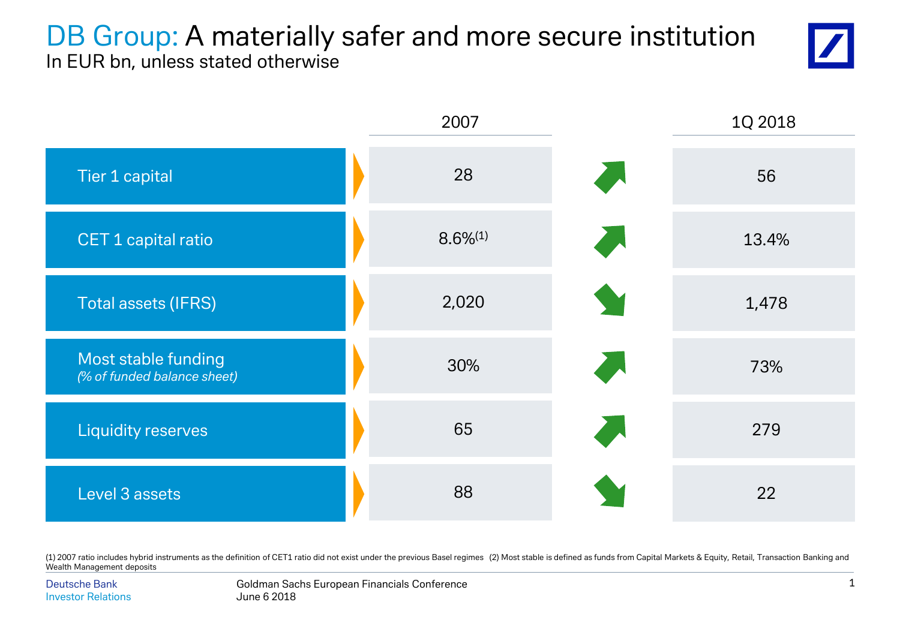# DB Group: A materially safer and more secure institution

In EUR bn, unless stated otherwise

| | 2007 | | 1Q 2018 |
|---|---|---|---|
| Tier 1 capital | 28 | ↑ | 56 |
| CET 1 capital ratio | 8.6%[1] | ↑ | 13.4% |
| Total assets (IFRS) | 2,020 | ↓ | 1,478 |
| Most stable funding *(% of funded balance sheet)* | 30% | ↑ | 73% |
| Liquidity reserves | 65 | ↑ | 279 |
| Level 3 assets | 88 | ↓ | 22 |

(1) 2007 ratio includes hybrid instruments as the definition of CET1 ratio did not exist under the previous Basel regimes (2) Most stable is defined as funds from Capital Markets & Equity, Retail, Transaction Banking and Wealth Management deposits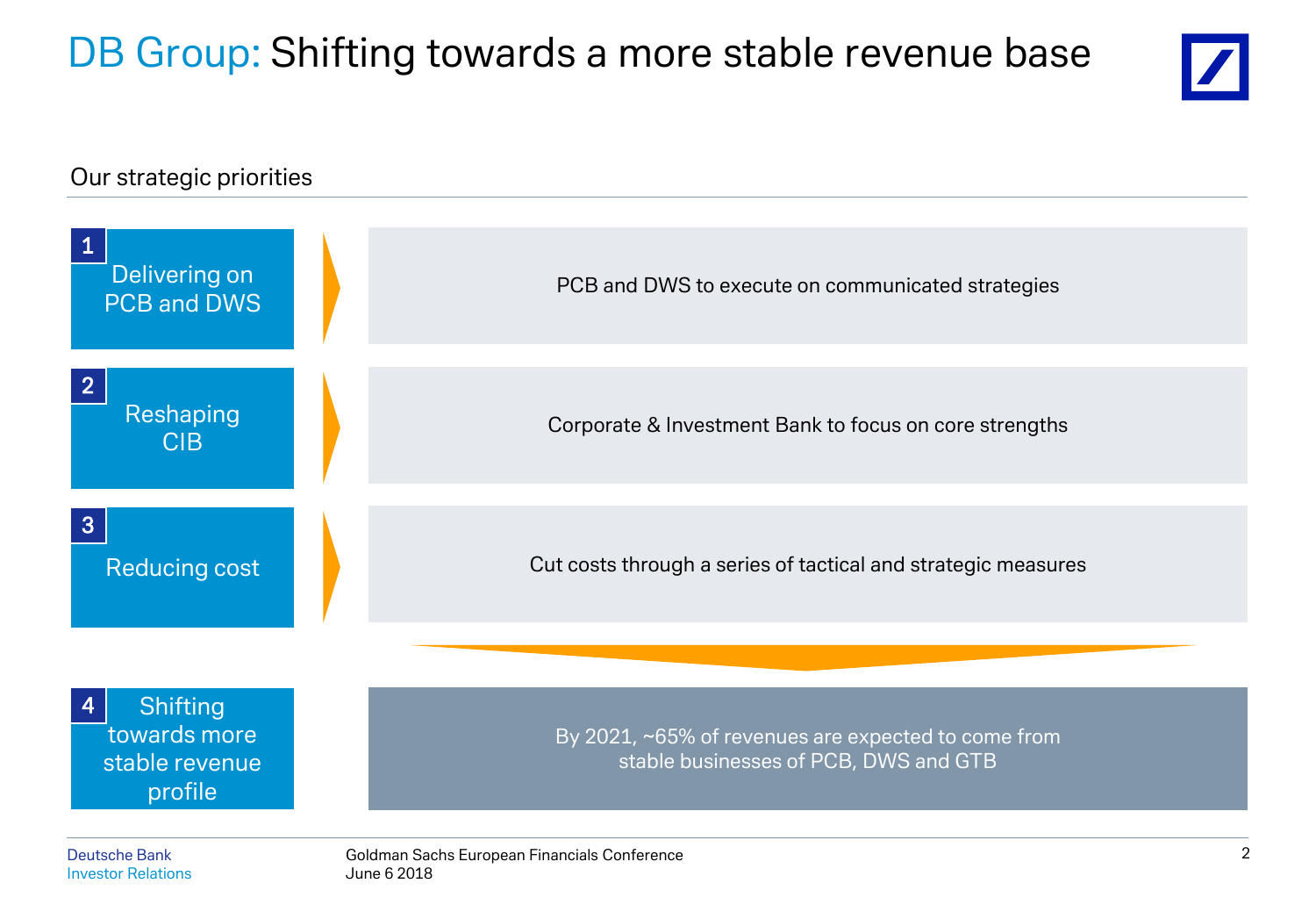# DB Group: Shifting towards a more stable revenue base

## Our strategic priorities

| | |
|---|---|
| **1** Delivering on PCB and DWS | PCB and DWS to execute on communicated strategies |
| **2** Reshaping CIB | Corporate & Investment Bank to focus on core strengths |
| **3** Reducing cost | Cut costs through a series of tactical and strategic measures |
| **4** Shifting towards more stable revenue profile | By 2021, ~65% of revenues are expected to come from stable businesses of PCB, DWS and GTB |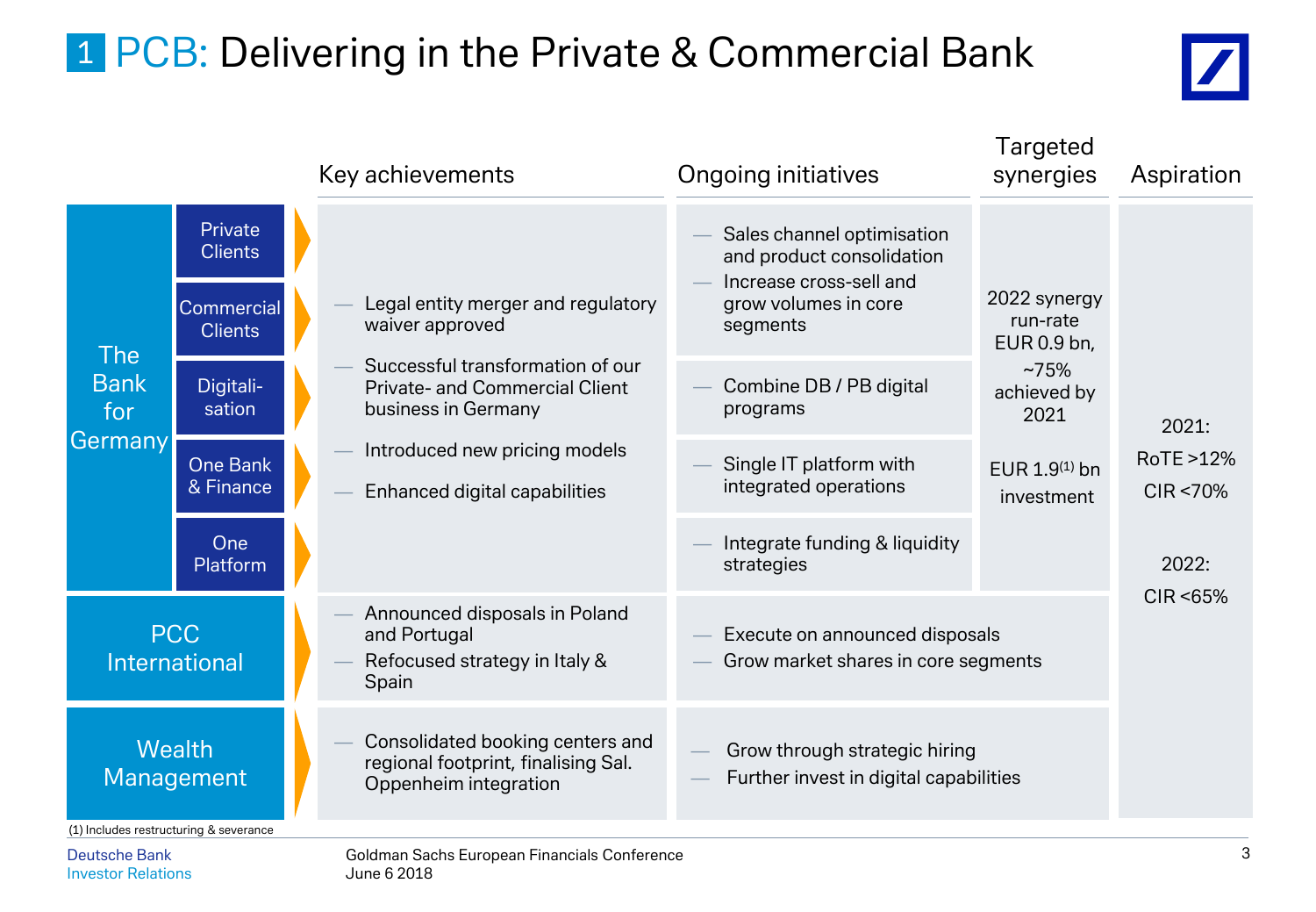# 1 PCB: Delivering in the Private & Commercial Bank

| | | Key achievements | Ongoing initiatives | Targeted synergies | Aspiration |
|---|---|---|---|---|---|
| The Bank for Germany | Private Clients | — Legal entity merger and regulatory waiver approved<br>— Successful transformation of our Private- and Commercial Client business in Germany<br>— Introduced new pricing models<br>— Enhanced digital capabilities | — Sales channel optimisation and product consolidation<br>— Increase cross-sell and grow volumes in core segments | 2022 synergy run-rate EUR 0.9 bn, ~75% achieved by 2021<br><br>EUR 1.9[1] bn investment | 2021:<br>RoTE >12%<br>CIR <70%<br><br>2022:<br>CIR <65% |
| | Commercial Clients | | | | |
| | Digitalisation | | — Combine DB / PB digital programs | | |
| | One Bank & Finance | | — Single IT platform with integrated operations | | |
| | One Platform | | — Integrate funding & liquidity strategies | | |
| PCC International | | — Announced disposals in Poland and Portugal<br>— Refocused strategy in Italy & Spain | — Execute on announced disposals<br>— Grow market shares in core segments | | |
| Wealth Management | | — Consolidated booking centers and regional footprint, finalising Sal. Oppenheim integration | — Grow through strategic hiring<br>— Further invest in digital capabilities | | |

(1) Includes restructuring & severance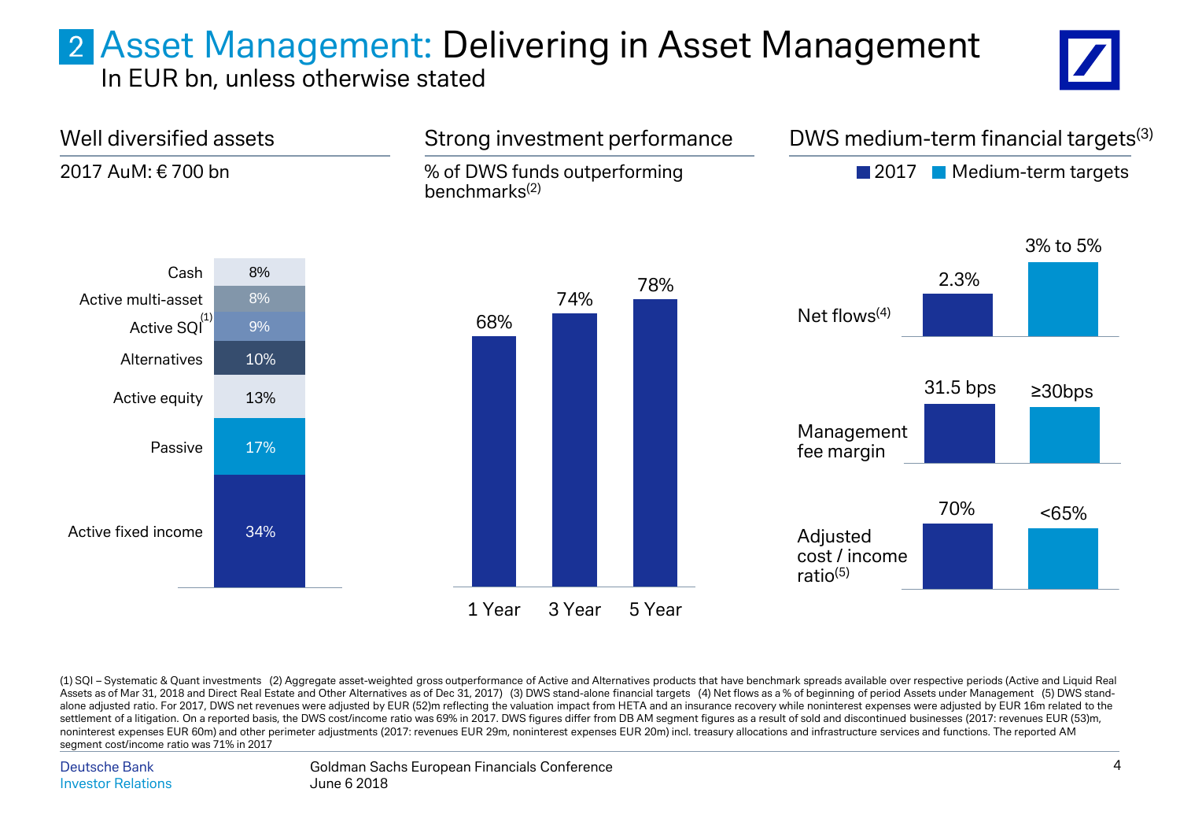# 2 Asset Management: Delivering in Asset Management

In EUR bn, unless otherwise stated

## Well diversified assets

2017 AuM: € 700 bn

| Asset class | Share |
|---|---|
| Cash | 8% |
| Active multi-asset | 8% |
| Active SQI[1] | 9% |
| Alternatives | 10% |
| Active equity | 13% |
| Passive | 17% |
| Active fixed income | 34% |

## Strong investment performance

% of DWS funds outperforming benchmarks[2]

| 1 Year | 3 Year | 5 Year |
|---|---|---|
| 68% | 74% | 78% |

## DWS medium-term financial targets[3]

| | 2017 | Medium-term targets |
|---|---|---|
| Net flows[4] | 2.3% | 3% to 5% |
| Management fee margin | 31.5 bps | ≥30bps |
| Adjusted cost / income ratio[5] | 70% | <65% |

(1) SQI – Systematic & Quant investments (2) Aggregate asset-weighted gross outperformance of Active and Alternatives products that have benchmark spreads available over respective periods (Active and Liquid Real Assets as of Mar 31, 2018 and Direct Real Estate and Other Alternatives as of Dec 31, 2017) (3) DWS stand-alone financial targets (4) Net flows as a % of beginning of period Assets under Management (5) DWS stand-alone adjusted ratio. For 2017, DWS net revenues were adjusted by EUR (52)m reflecting the valuation impact from HETA and an insurance recovery while noninterest expenses were adjusted by EUR 16m related to the settlement of a litigation. On a reported basis, the DWS cost/income ratio was 69% in 2017. DWS figures differ from DB AM segment figures as a result of sold and discontinued businesses (2017: revenues EUR (53)m, noninterest expenses EUR 60m) and other perimeter adjustments (2017: revenues EUR 29m, noninterest expenses EUR 20m) incl. treasury allocations and infrastructure services and functions. The reported AM segment cost/income ratio was 71% in 2017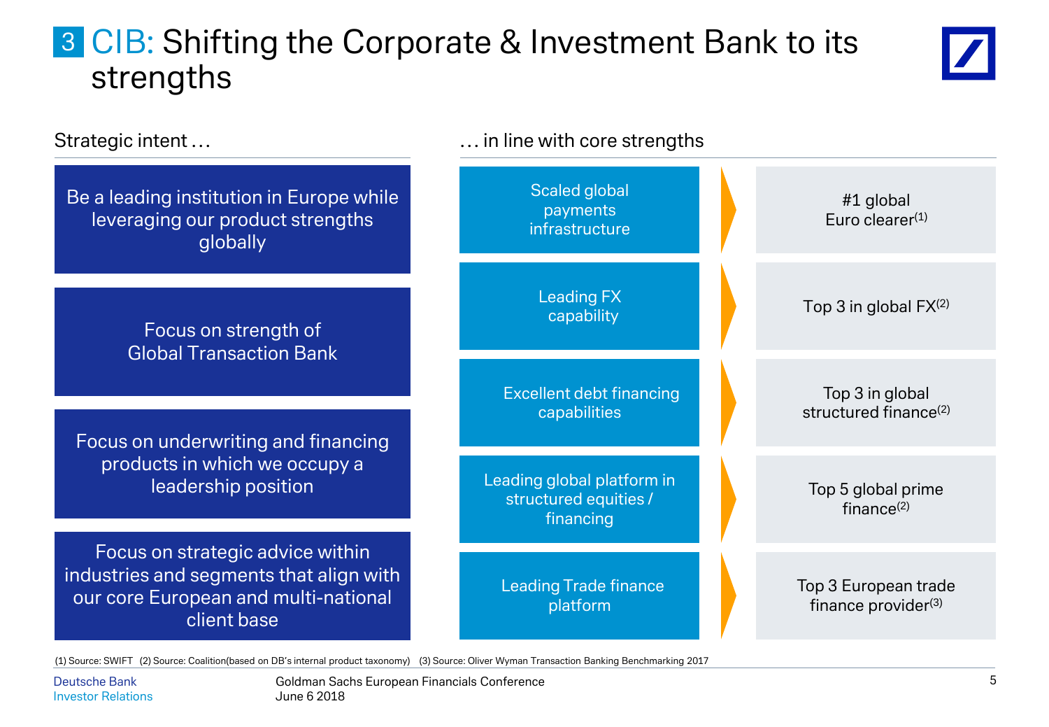# 3 CIB: Shifting the Corporate & Investment Bank to its strengths

## Strategic intent …

- Be a leading institution in Europe while leveraging our product strengths globally
- Focus on strength of Global Transaction Bank
- Focus on underwriting and financing products in which we occupy a leadership position
- Focus on strategic advice within industries and segments that align with our core European and multi-national client base

## … in line with core strengths

| Core strength | Position |
|---|---|
| Scaled global payments infrastructure | #1 global Euro clearer[1] |
| Leading FX capability | Top 3 in global FX[2] |
| Excellent debt financing capabilities | Top 3 in global structured finance[2] |
| Leading global platform in structured equities / financing | Top 5 global prime finance[2] |
| Leading Trade finance platform | Top 3 European trade finance provider[3] |

(1) Source: SWIFT (2) Source: Coalition(based on DB's internal product taxonomy) (3) Source: Oliver Wyman Transaction Banking Benchmarking 2017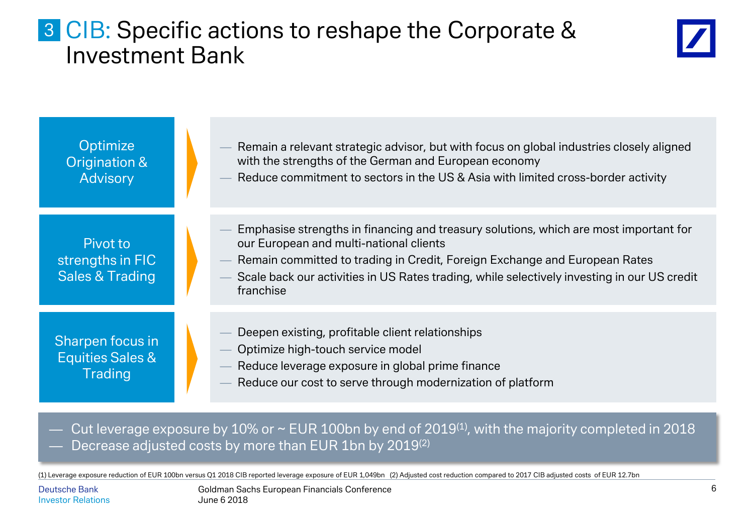# 3 CIB: Specific actions to reshape the Corporate & Investment Bank

| | |
|---|---|
| **Optimize Origination & Advisory** | — Remain a relevant strategic advisor, but with focus on global industries closely aligned with the strengths of the German and European economy<br>— Reduce commitment to sectors in the US & Asia with limited cross-border activity |
| **Pivot to strengths in FIC Sales & Trading** | — Emphasise strengths in financing and treasury solutions, which are most important for our European and multi-national clients<br>— Remain committed to trading in Credit, Foreign Exchange and European Rates<br>— Scale back our activities in US Rates trading, while selectively investing in our US credit franchise |
| **Sharpen focus in Equities Sales & Trading** | — Deepen existing, profitable client relationships<br>— Optimize high-touch service model<br>— Reduce leverage exposure in global prime finance<br>— Reduce our cost to serve through modernization of platform |

- Cut leverage exposure by 10% or ~ EUR 100bn by end of 2019[1], with the majority completed in 2018
- Decrease adjusted costs by more than EUR 1bn by 2019[2]

(1) Leverage exposure reduction of EUR 100bn versus Q1 2018 CIB reported leverage exposure of EUR 1,049bn (2) Adjusted cost reduction compared to 2017 CIB adjusted costs of EUR 12.7bn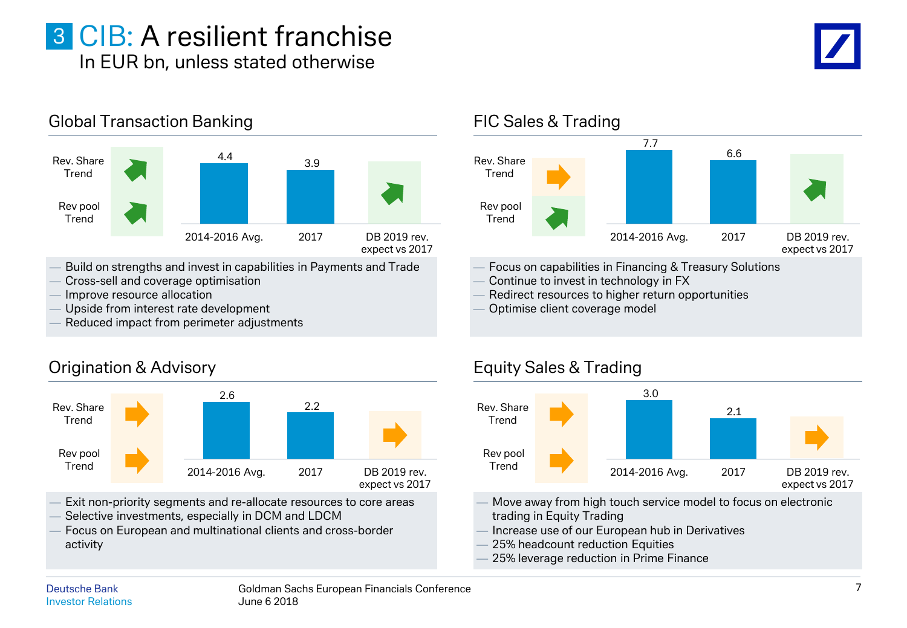# 3 CIB: A resilient franchise

In EUR bn, unless stated otherwise

## Global Transaction Banking

Rev. Share Trend: ↗

Rev pool Trend: ↗

| 2014-2016 Avg. | 2017 | DB 2019 rev. expect vs 2017 |
|---|---|---|
| 4.4 | 3.9 | ↗ |

- Build on strengths and invest in capabilities in Payments and Trade
- Cross-sell and coverage optimisation
- Improve resource allocation
- Upside from interest rate development
- Reduced impact from perimeter adjustments

## FIC Sales & Trading

Rev. Share Trend: →

Rev pool Trend: ↗

| 2014-2016 Avg. | 2017 | DB 2019 rev. expect vs 2017 |
|---|---|---|
| 7.7 | 6.6 | ↗ |

- Focus on capabilities in Financing & Treasury Solutions
- Continue to invest in technology in FX
- Redirect resources to higher return opportunities
- Optimise client coverage model

## Origination & Advisory

Rev. Share Trend: →

Rev pool Trend: →

| 2014-2016 Avg. | 2017 | DB 2019 rev. expect vs 2017 |
|---|---|---|
| 2.6 | 2.2 | → |

- Exit non-priority segments and re-allocate resources to core areas
- Selective investments, especially in DCM and LDCM
- Focus on European and multinational clients and cross-border activity

## Equity Sales & Trading

Rev. Share Trend: →

Rev pool Trend: →

| 2014-2016 Avg. | 2017 | DB 2019 rev. expect vs 2017 |
|---|---|---|
| 3.0 | 2.1 | → |

- Move away from high touch service model to focus on electronic trading in Equity Trading
- Increase use of our European hub in Derivatives
- 25% headcount reduction Equities
- 25% leverage reduction in Prime Finance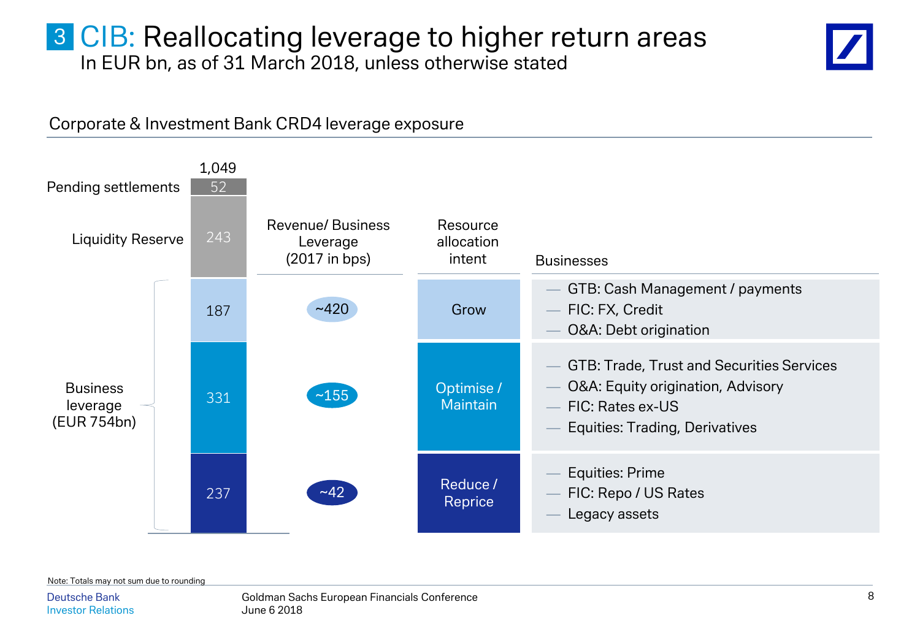# 3 CIB: Reallocating leverage to higher return areas

In EUR bn, as of 31 March 2018, unless otherwise stated

## Corporate & Investment Bank CRD4 leverage exposure

Total: 1,049

- Pending settlements: 52
- Liquidity Reserve: 243
- Business leverage (EUR 754bn):

| CRD4 leverage exposure | Revenue/ Business Leverage (2017 in bps) | Resource allocation intent | Businesses |
|---|---|---|---|
| 187 | ~420 | Grow | GTB: Cash Management / payments; FIC: FX, Credit; O&A: Debt origination |
| 331 | ~155 | Optimise / Maintain | GTB: Trade, Trust and Securities Services; O&A: Equity origination, Advisory; FIC: Rates ex-US; Equities: Trading, Derivatives |
| 237 | ~42 | Reduce / Reprice | Equities: Prime; FIC: Repo / US Rates; Legacy assets |

Note: Totals may not sum due to rounding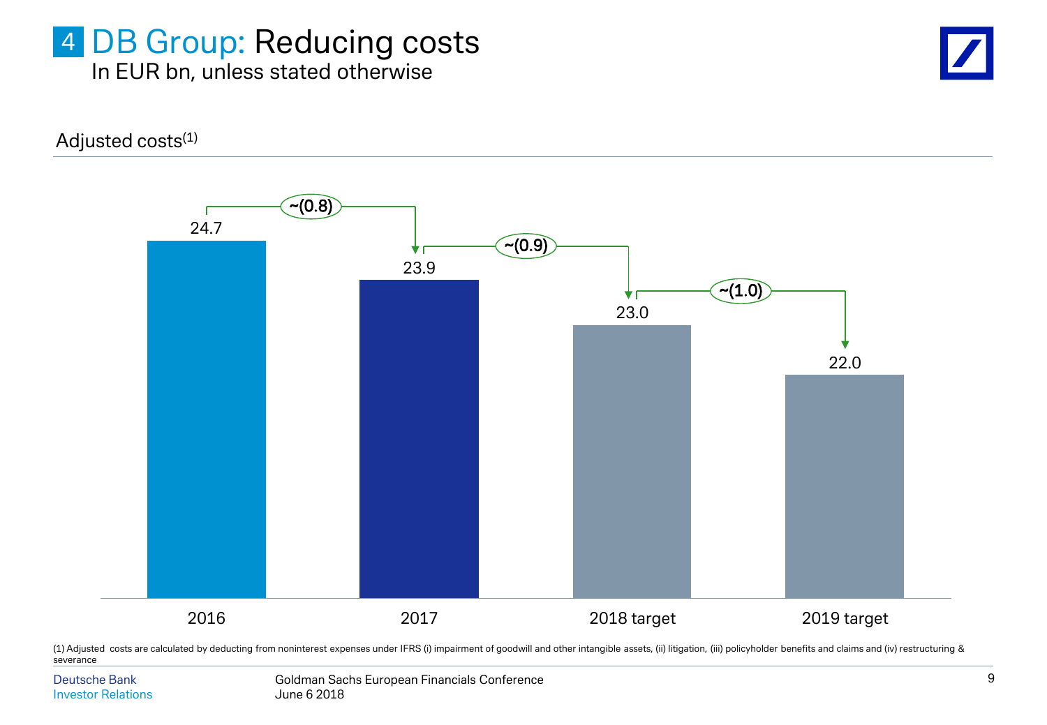# 4 DB Group: Reducing costs

In EUR bn, unless stated otherwise

## Adjusted costs(1)

| | 2016 | 2017 | 2018 target | 2019 target |
|---|---|---|---|---|
| Adjusted costs | 24.7 | 23.9 | 23.0 | 22.0 |
| Change vs. prior year | | ~(0.8) | ~(0.9) | ~(1.0) |

(1) Adjusted costs are calculated by deducting from noninterest expenses under IFRS (i) impairment of goodwill and other intangible assets, (ii) litigation, (iii) policyholder benefits and claims and (iv) restructuring & severance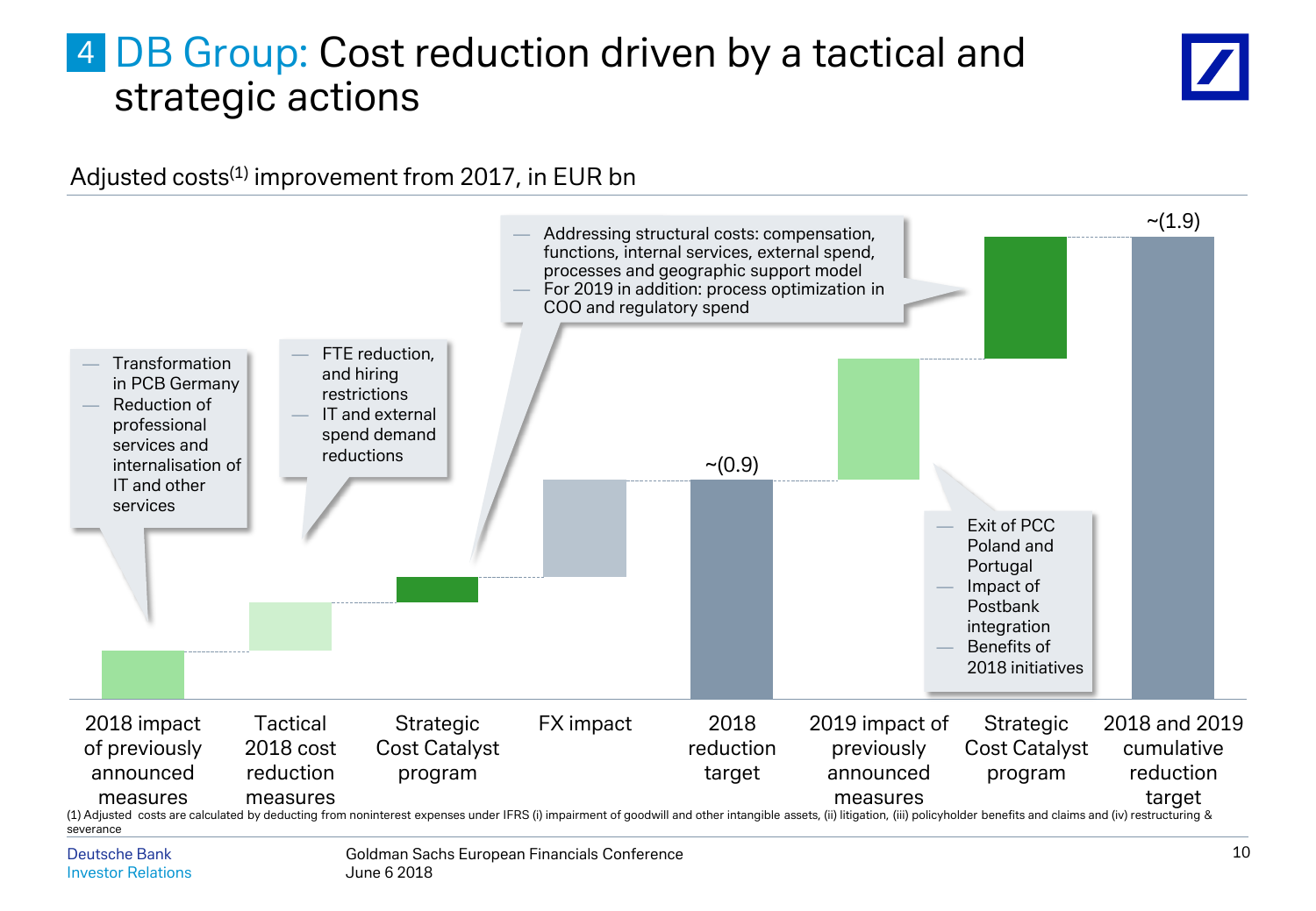# 4 DB Group: Cost reduction driven by a tactical and strategic actions

Adjusted costs[(1)] improvement from 2017, in EUR bn

- Transformation in PCB Germany
- Reduction of professional services and internalisation of IT and other services

- FTE reduction, and hiring restrictions
- IT and external spend demand reductions

- Addressing structural costs: compensation, functions, internal services, external spend, processes and geographic support model
- For 2019 in addition: process optimization in COO and regulatory spend

- Exit of PCC Poland and Portugal
- Impact of Postbank integration
- Benefits of 2018 initiatives

| 2018 impact of previously announced measures | Tactical 2018 cost reduction measures | Strategic Cost Catalyst program | FX impact | 2018 reduction target | 2019 impact of previously announced measures | Strategic Cost Catalyst program | 2018 and 2019 cumulative reduction target |
|---|---|---|---|---|---|---|---|
| | | | | ~(0.9) | | | ~(1.9) |

(1) Adjusted costs are calculated by deducting from noninterest expenses under IFRS (i) impairment of goodwill and other intangible assets, (ii) litigation, (iii) policyholder benefits and claims and (iv) restructuring & severance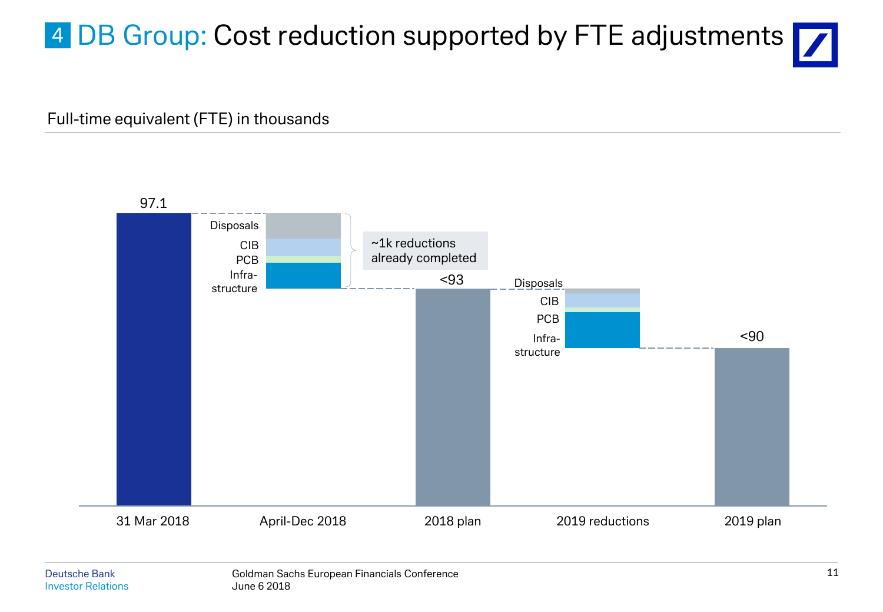# 4 DB Group: Cost reduction supported by FTE adjustments

Full-time equivalent (FTE) in thousands

| | 31 Mar 2018 | April-Dec 2018 | 2018 plan | 2019 reductions | 2019 plan |
|---|---|---|---|---|---|
| FTE | 97.1 | Disposals, CIB, PCB, Infra-structure | <93 | Disposals, CIB, PCB, Infra-structure | <90 |

~1k reductions already completed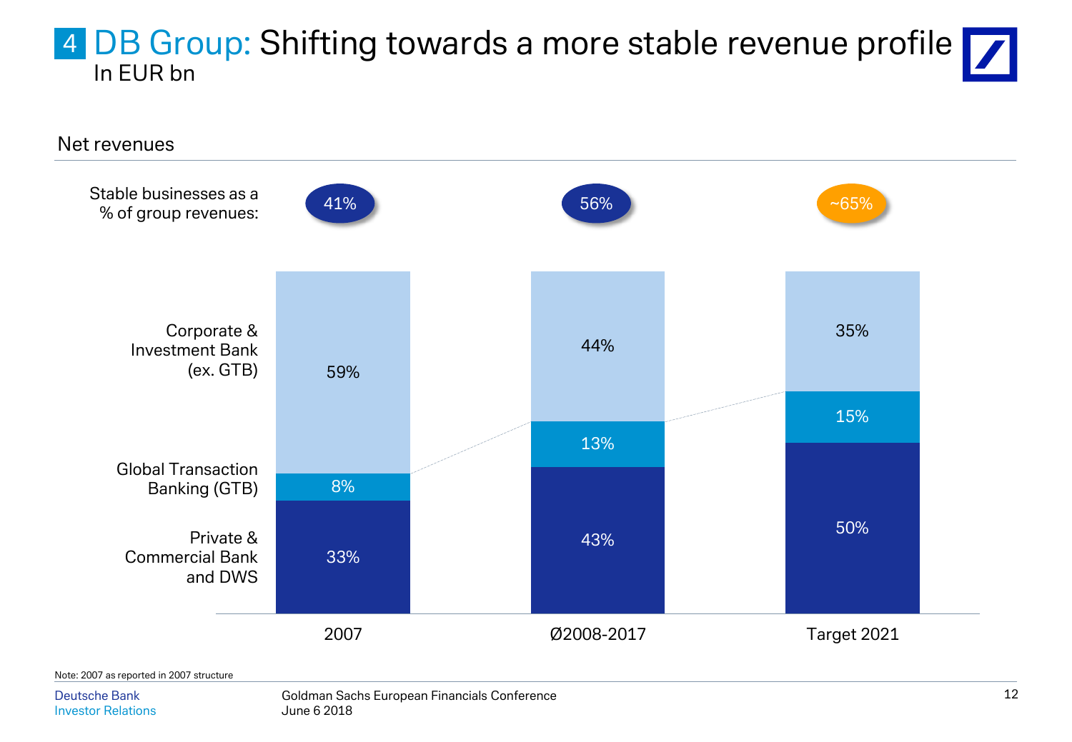# 4 DB Group: Shifting towards a more stable revenue profile

In EUR bn

## Net revenues

| | 2007 | Ø2008-2017 | Target 2021 |
|---|---|---|---|
| Stable businesses as a % of group revenues: | 41% | 56% | ~65% |
| Corporate & Investment Bank (ex. GTB) | 59% | 44% | 35% |
| Global Transaction Banking (GTB) | 8% | 13% | 15% |
| Private & Commercial Bank and DWS | 33% | 43% | 50% |

Note: 2007 as reported in 2007 structure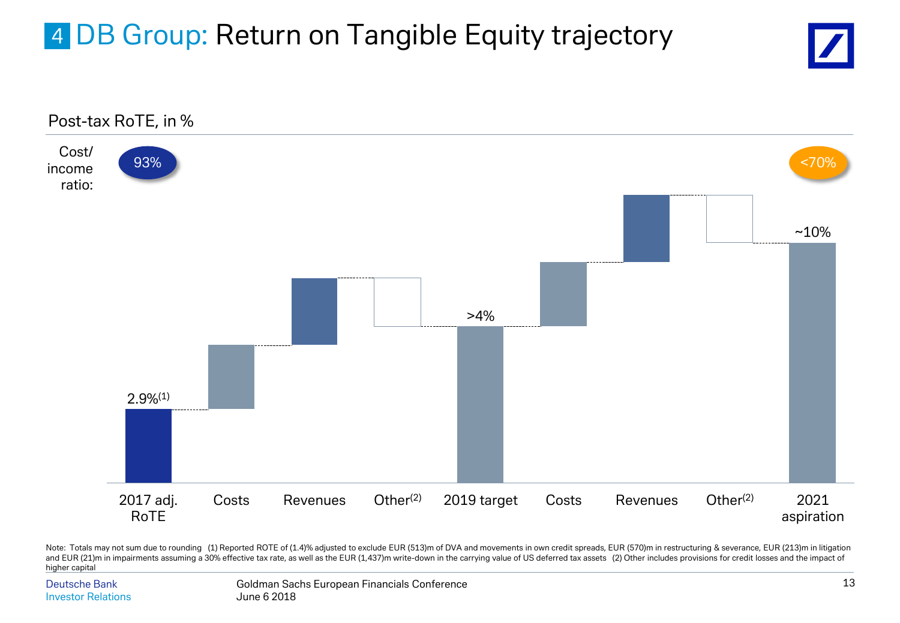# 4 DB Group: Return on Tangible Equity trajectory

Post-tax RoTE, in %

Cost/income ratio: 93% → <70%

| | 2017 adj. RoTE | Costs | Revenues | Other(2) | 2019 target | Costs | Revenues | Other(2) | 2021 aspiration |
|---|---|---|---|---|---|---|---|---|---|
| Post-tax RoTE | 2.9%(1) | | | | >4% | | | | ~10% |

Note: Totals may not sum due to rounding (1) Reported ROTE of (1.4)% adjusted to exclude EUR (513)m of DVA and movements in own credit spreads, EUR (570)m in restructuring & severance, EUR (213)m in litigation and EUR (21)m in impairments assuming a 30% effective tax rate, as well as the EUR (1,437)m write-down in the carrying value of US deferred tax assets (2) Other includes provisions for credit losses and the impact of higher capital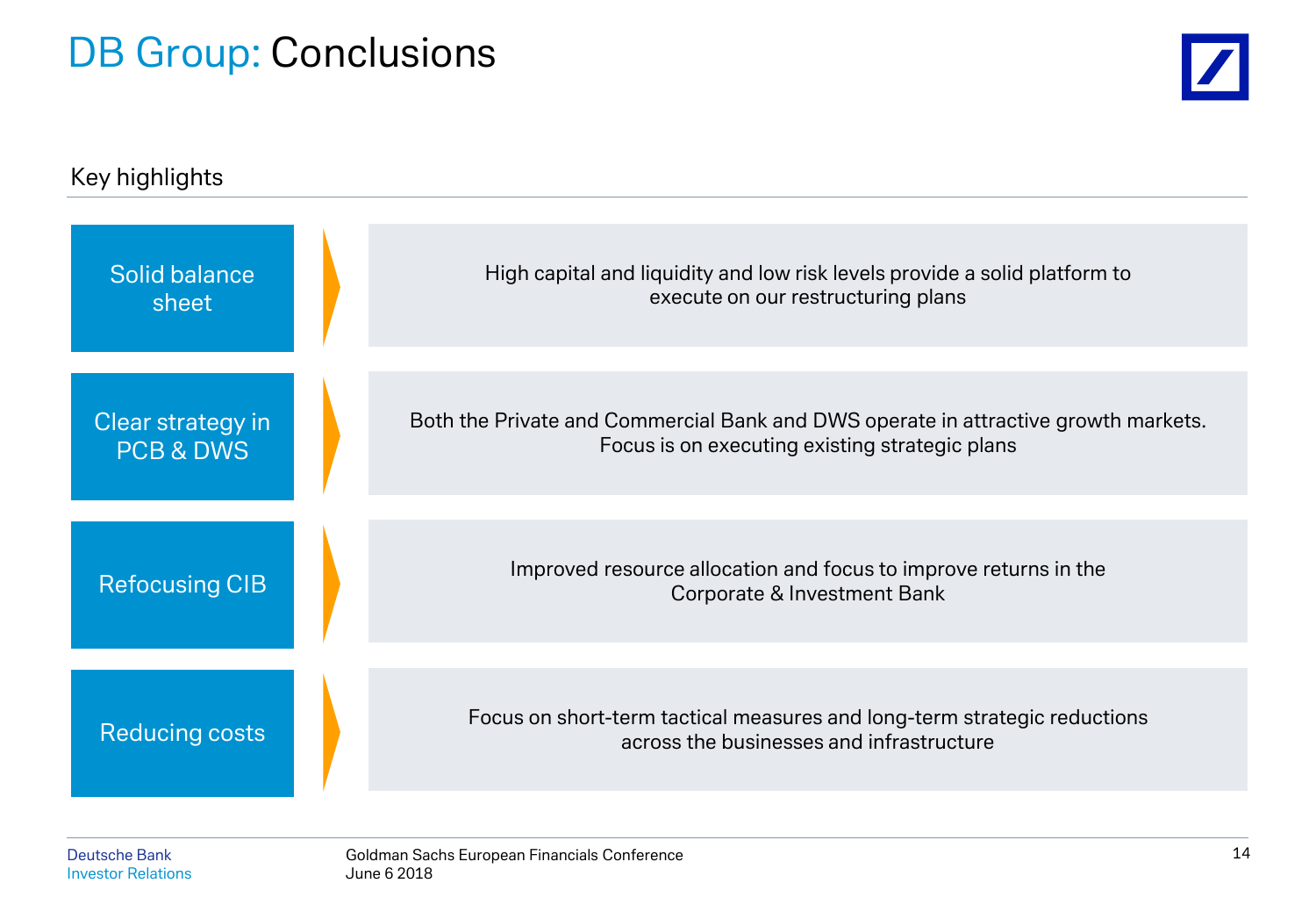# DB Group: Conclusions

## Key highlights

| | |
|---|---|
| **Solid balance sheet** | High capital and liquidity and low risk levels provide a solid platform to execute on our restructuring plans |
| **Clear strategy in PCB & DWS** | Both the Private and Commercial Bank and DWS operate in attractive growth markets. Focus is on executing existing strategic plans |
| **Refocusing CIB** | Improved resource allocation and focus to improve returns in the Corporate & Investment Bank |
| **Reducing costs** | Focus on short-term tactical measures and long-term strategic reductions across the businesses and infrastructure |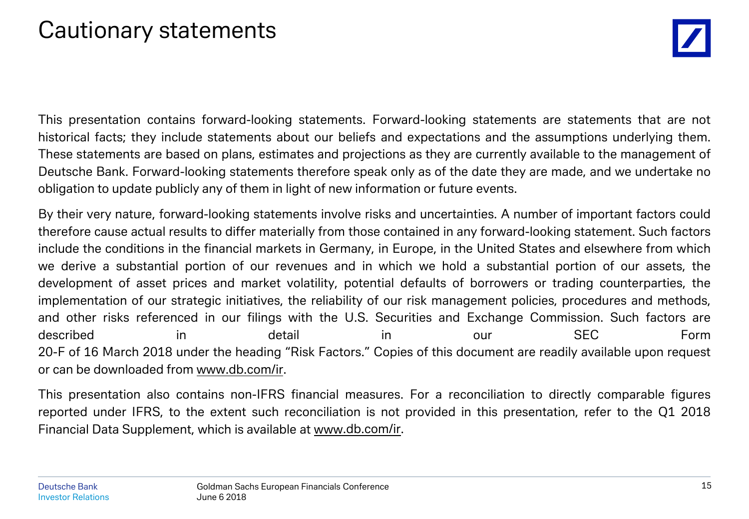# Cautionary statements

This presentation contains forward-looking statements. Forward-looking statements are statements that are not historical facts; they include statements about our beliefs and expectations and the assumptions underlying them. These statements are based on plans, estimates and projections as they are currently available to the management of Deutsche Bank. Forward-looking statements therefore speak only as of the date they are made, and we undertake no obligation to update publicly any of them in light of new information or future events.

By their very nature, forward-looking statements involve risks and uncertainties. A number of important factors could therefore cause actual results to differ materially from those contained in any forward-looking statement. Such factors include the conditions in the financial markets in Germany, in Europe, in the United States and elsewhere from which we derive a substantial portion of our revenues and in which we hold a substantial portion of our assets, the development of asset prices and market volatility, potential defaults of borrowers or trading counterparties, the implementation of our strategic initiatives, the reliability of our risk management policies, procedures and methods, and other risks referenced in our filings with the U.S. Securities and Exchange Commission. Such factors are described in detail in our SEC Form 20-F of 16 March 2018 under the heading "Risk Factors." Copies of this document are readily available upon request or can be downloaded from www.db.com/ir.

This presentation also contains non-IFRS financial measures. For a reconciliation to directly comparable figures reported under IFRS, to the extent such reconciliation is not provided in this presentation, refer to the Q1 2018 Financial Data Supplement, which is available at www.db.com/ir.